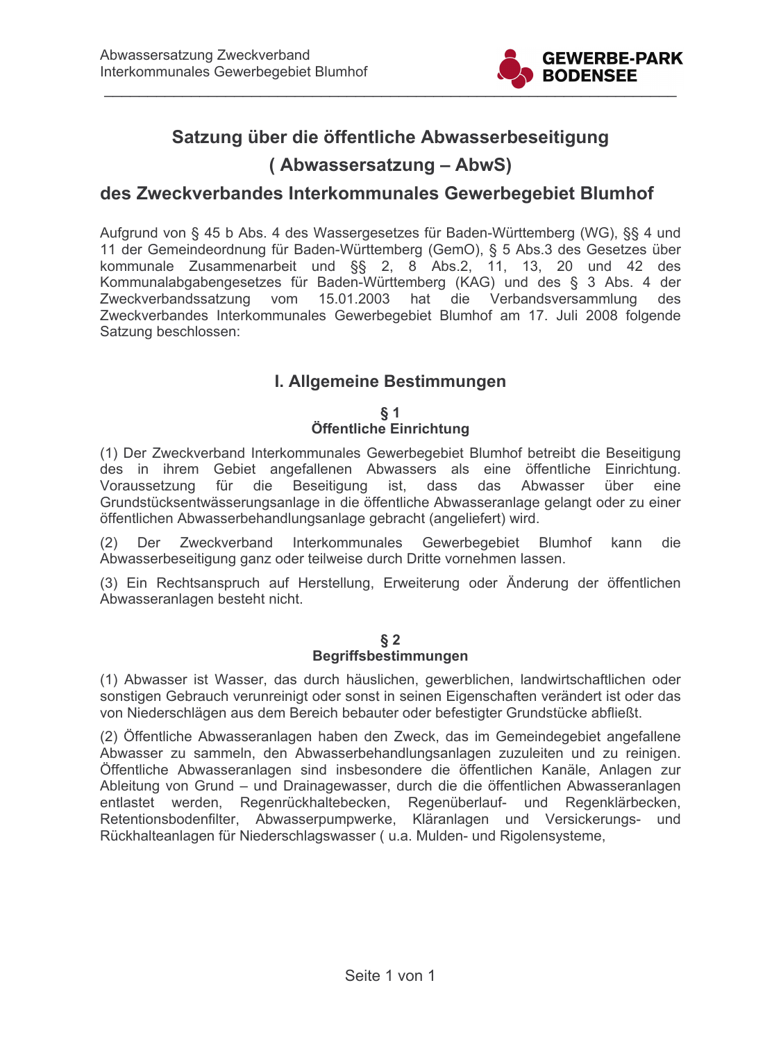# Satzung über die öffentliche Abwasserbeseitigung

# ( Abwassersatzung – AbwS)

# des Zweckverbandes Interkommunales Gewerbegebiet Blumhof

Aufgrund von § 45 b Abs. 4 des Wassergesetzes für Baden-Württemberg (WG), §§ 4 und 11 der Gemeindeordnung für Baden-Württemberg (GemO), § 5 Abs.3 des Gesetzes über kommunale Zusammenarbeit und §§ 2, 8 Abs.2, 11, 13, 20 und 42 des Kommunalabgabengesetzes für Baden-Württemberg (KAG) und des § 3 Abs. 4 der Zweckverbandssatzung vom 15.01.2003 hat die Verbandsversammlung des Zweckverbandes Interkommunales Gewerbegebiet Blumhof am 17. Juli 2008 folgende Satzung beschlossen:

## I. Allgemeine Bestimmungen

### § 1
### Öffentliche Einrichtung

(1) Der Zweckverband Interkommunales Gewerbegebiet Blumhof betreibt die Beseitigung des in ihrem Gebiet angefallenen Abwassers als eine öffentliche Einrichtung. Voraussetzung für die Beseitigung ist, dass das Abwasser über eine Grundstücksentwässerungsanlage in die öffentliche Abwasseranlage gelangt oder zu einer öffentlichen Abwasserbehandlungsanlage gebracht (angeliefert) wird.

(2) Der Zweckverband Interkommunales Gewerbegebiet Blumhof kann die Abwasserbeseitigung ganz oder teilweise durch Dritte vornehmen lassen.

(3) Ein Rechtsanspruch auf Herstellung, Erweiterung oder Änderung der öffentlichen Abwasseranlagen besteht nicht.

### § 2
### Begriffsbestimmungen

(1) Abwasser ist Wasser, das durch häuslichen, gewerblichen, landwirtschaftlichen oder sonstigen Gebrauch verunreinigt oder sonst in seinen Eigenschaften verändert ist oder das von Niederschlägen aus dem Bereich bebauter oder befestigter Grundstücke abfließt.

(2) Öffentliche Abwasseranlagen haben den Zweck, das im Gemeindegebiet angefallene Abwasser zu sammeln, den Abwasserbehandlungsanlagen zuzuleiten und zu reinigen. Öffentliche Abwasseranlagen sind insbesondere die öffentlichen Kanäle, Anlagen zur Ableitung von Grund – und Drainagewasser, durch die die öffentlichen Abwasseranlagen entlastet werden, Regenrückhaltebecken, Regenüberlauf- und Regenklärbecken, Retentionsbodenfilter, Abwasserpumpwerke, Kläranlagen und Versickerungs- und Rückhalteanlagen für Niederschlagswasser ( u.a. Mulden- und Rigolensysteme,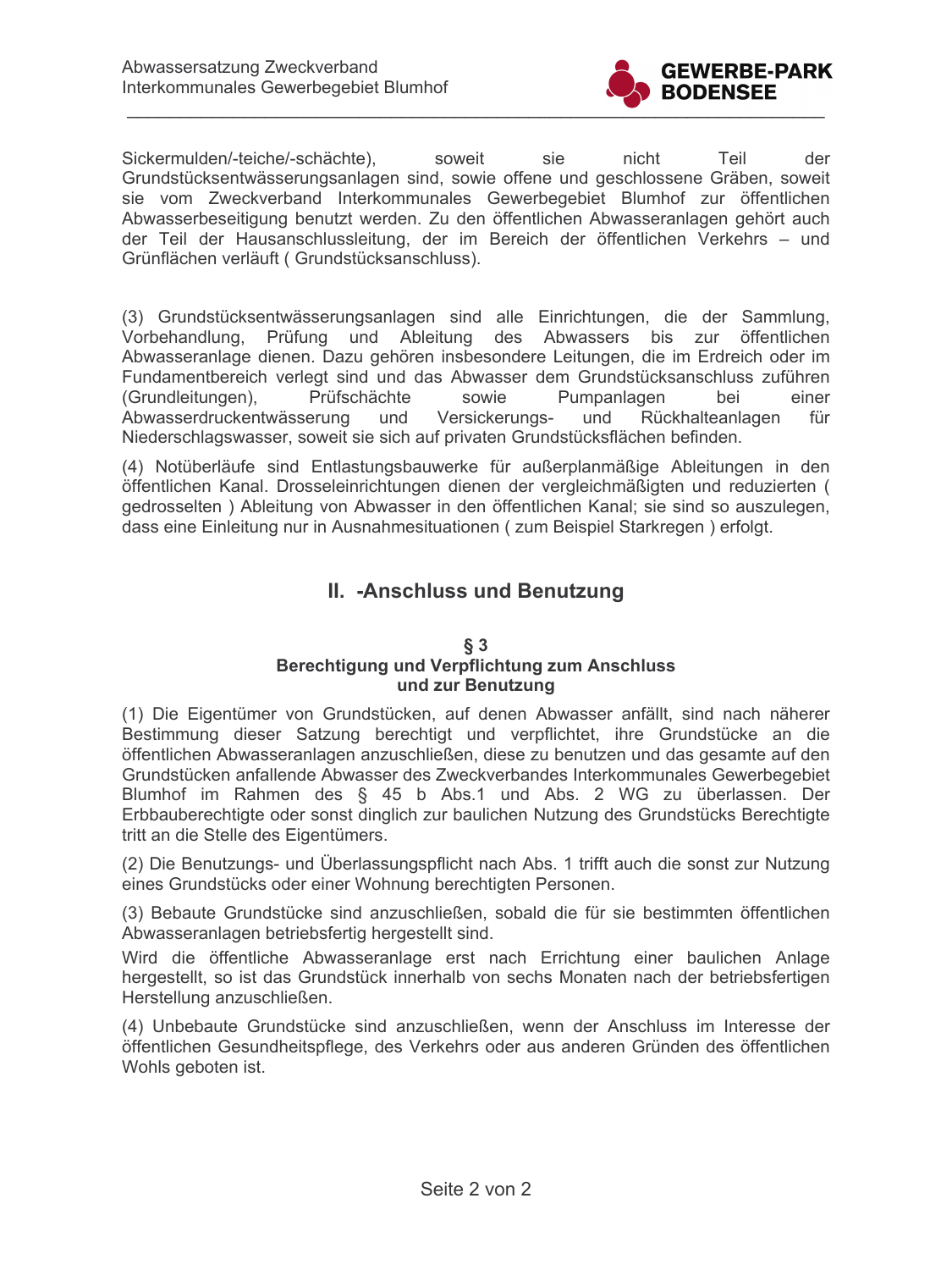Sickermulden/-teiche/-schächte), soweit sie nicht Teil der Grundstücksentwässerungsanlagen sind, sowie offene und geschlossene Gräben, soweit sie vom Zweckverband Interkommunales Gewerbegebiet Blumhof zur öffentlichen Abwasserbeseitigung benutzt werden. Zu den öffentlichen Abwasseranlagen gehört auch der Teil der Hausanschlussleitung, der im Bereich der öffentlichen Verkehrs – und Grünflächen verläuft ( Grundstücksanschluss).

(3) Grundstücksentwässerungsanlagen sind alle Einrichtungen, die der Sammlung, Vorbehandlung, Prüfung und Ableitung des Abwassers bis zur öffentlichen Abwasseranlage dienen. Dazu gehören insbesondere Leitungen, die im Erdreich oder im Fundamentbereich verlegt sind und das Abwasser dem Grundstücksanschluss zuführen (Grundleitungen), Prüfschächte sowie Pumpanlagen bei einer Abwasserdruckentwässerung und Versickerungs- und Rückhalteanlagen für Niederschlagswasser, soweit sie sich auf privaten Grundstücksflächen befinden.

(4) Notüberläufe sind Entlastungsbauwerke für außerplanmäßige Ableitungen in den öffentlichen Kanal. Drosseleinrichtungen dienen der vergleichmäßigten und reduzierten ( gedrosselten ) Ableitung von Abwasser in den öffentlichen Kanal; sie sind so auszulegen, dass eine Einleitung nur in Ausnahmesituationen ( zum Beispiel Starkregen ) erfolgt.

## II. -Anschluss und Benutzung

### § 3
### Berechtigung und Verpflichtung zum Anschluss und zur Benutzung

(1) Die Eigentümer von Grundstücken, auf denen Abwasser anfällt, sind nach näherer Bestimmung dieser Satzung berechtigt und verpflichtet, ihre Grundstücke an die öffentlichen Abwasseranlagen anzuschließen, diese zu benutzen und das gesamte auf den Grundstücken anfallende Abwasser des Zweckverbandes Interkommunales Gewerbegebiet Blumhof im Rahmen des § 45 b Abs.1 und Abs. 2 WG zu überlassen. Der Erbbauberechtigte oder sonst dinglich zur baulichen Nutzung des Grundstücks Berechtigte tritt an die Stelle des Eigentümers.

(2) Die Benutzungs- und Überlassungspflicht nach Abs. 1 trifft auch die sonst zur Nutzung eines Grundstücks oder einer Wohnung berechtigten Personen.

(3) Bebaute Grundstücke sind anzuschließen, sobald die für sie bestimmten öffentlichen Abwasseranlagen betriebsfertig hergestellt sind.
Wird die öffentliche Abwasseranlage erst nach Errichtung einer baulichen Anlage hergestellt, so ist das Grundstück innerhalb von sechs Monaten nach der betriebsfertigen Herstellung anzuschließen.

(4) Unbebaute Grundstücke sind anzuschließen, wenn der Anschluss im Interesse der öffentlichen Gesundheitspflege, des Verkehrs oder aus anderen Gründen des öffentlichen Wohls geboten ist.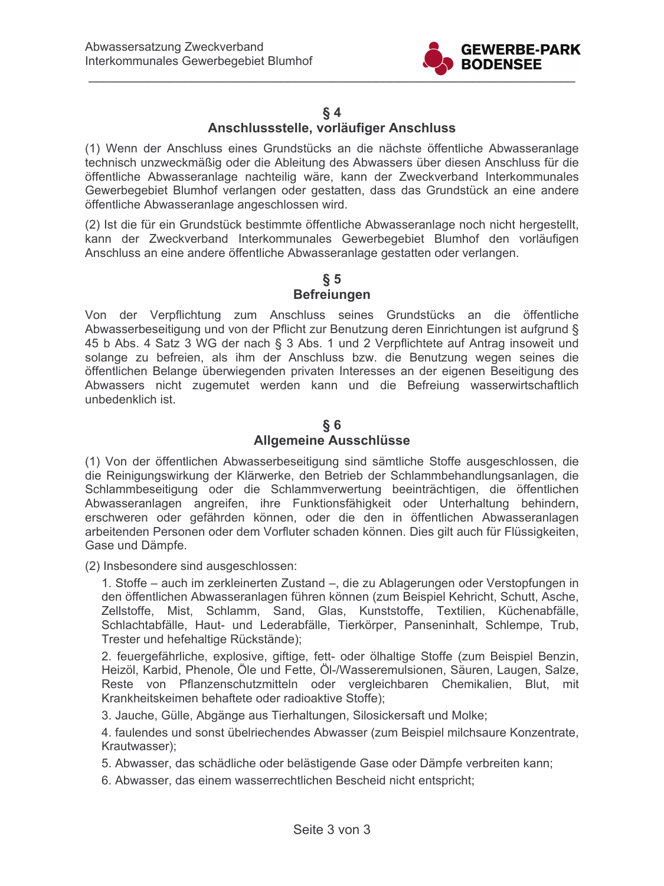## § 4
## Anschlussstelle, vorläufiger Anschluss

(1) Wenn der Anschluss eines Grundstücks an die nächste öffentliche Abwasseranlage technisch unzweckmäßig oder die Ableitung des Abwassers über diesen Anschluss für die öffentliche Abwasseranlage nachteilig wäre, kann der Zweckverband Interkommunales Gewerbegebiet Blumhof verlangen oder gestatten, dass das Grundstück an eine andere öffentliche Abwasseranlage angeschlossen wird.

(2) Ist die für ein Grundstück bestimmte öffentliche Abwasseranlage noch nicht hergestellt, kann der Zweckverband Interkommunales Gewerbegebiet Blumhof den vorläufigen Anschluss an eine andere öffentliche Abwasseranlage gestatten oder verlangen.

## § 5
## Befreiungen

Von der Verpflichtung zum Anschluss seines Grundstücks an die öffentliche Abwasserbeseitigung und von der Pflicht zur Benutzung deren Einrichtungen ist aufgrund § 45 b Abs. 4 Satz 3 WG der nach § 3 Abs. 1 und 2 Verpflichtete auf Antrag insoweit und solange zu befreien, als ihm der Anschluss bzw. die Benutzung wegen seines die öffentlichen Belange überwiegenden privaten Interesses an der eigenen Beseitigung des Abwassers nicht zugemutet werden kann und die Befreiung wasserwirtschaftlich unbedenklich ist.

## § 6
## Allgemeine Ausschlüsse

(1) Von der öffentlichen Abwasserbeseitigung sind sämtliche Stoffe ausgeschlossen, die die Reinigungswirkung der Klärwerke, den Betrieb der Schlammbehandlungsanlagen, die Schlammbeseitigung oder die Schlammverwertung beeinträchtigen, die öffentlichen Abwasseranlagen angreifen, ihre Funktionsfähigkeit oder Unterhaltung behindern, erschweren oder gefährden können, oder die den in öffentlichen Abwasseranlagen arbeitenden Personen oder dem Vorfluter schaden können. Dies gilt auch für Flüssigkeiten, Gase und Dämpfe.

(2) Insbesondere sind ausgeschlossen:

1. Stoffe – auch im zerkleinerten Zustand –, die zu Ablagerungen oder Verstopfungen in den öffentlichen Abwasseranlagen führen können (zum Beispiel Kehricht, Schutt, Asche, Zellstoffe, Mist, Schlamm, Sand, Glas, Kunststoffe, Textilien, Küchenabfälle, Schlachtabfälle, Haut- und Lederabfälle, Tierkörper, Panseninhalt, Schlempe, Trub, Trester und hefehaltige Rückstände);

2. feuergefährliche, explosive, giftige, fett- oder ölhaltige Stoffe (zum Beispiel Benzin, Heizöl, Karbid, Phenole, Öle und Fette, Öl-/Wasseremulsionen, Säuren, Laugen, Salze, Reste von Pflanzenschutzmitteln oder vergleichbaren Chemikalien, Blut, mit Krankheitskeimen behaftete oder radioaktive Stoffe);

3. Jauche, Gülle, Abgänge aus Tierhaltungen, Silosickersaft und Molke;

4. faulendes und sonst übelriechendes Abwasser (zum Beispiel milchsaure Konzentrate, Krautwasser);

5. Abwasser, das schädliche oder belästigende Gase oder Dämpfe verbreiten kann;

6. Abwasser, das einem wasserrechtlichen Bescheid nicht entspricht;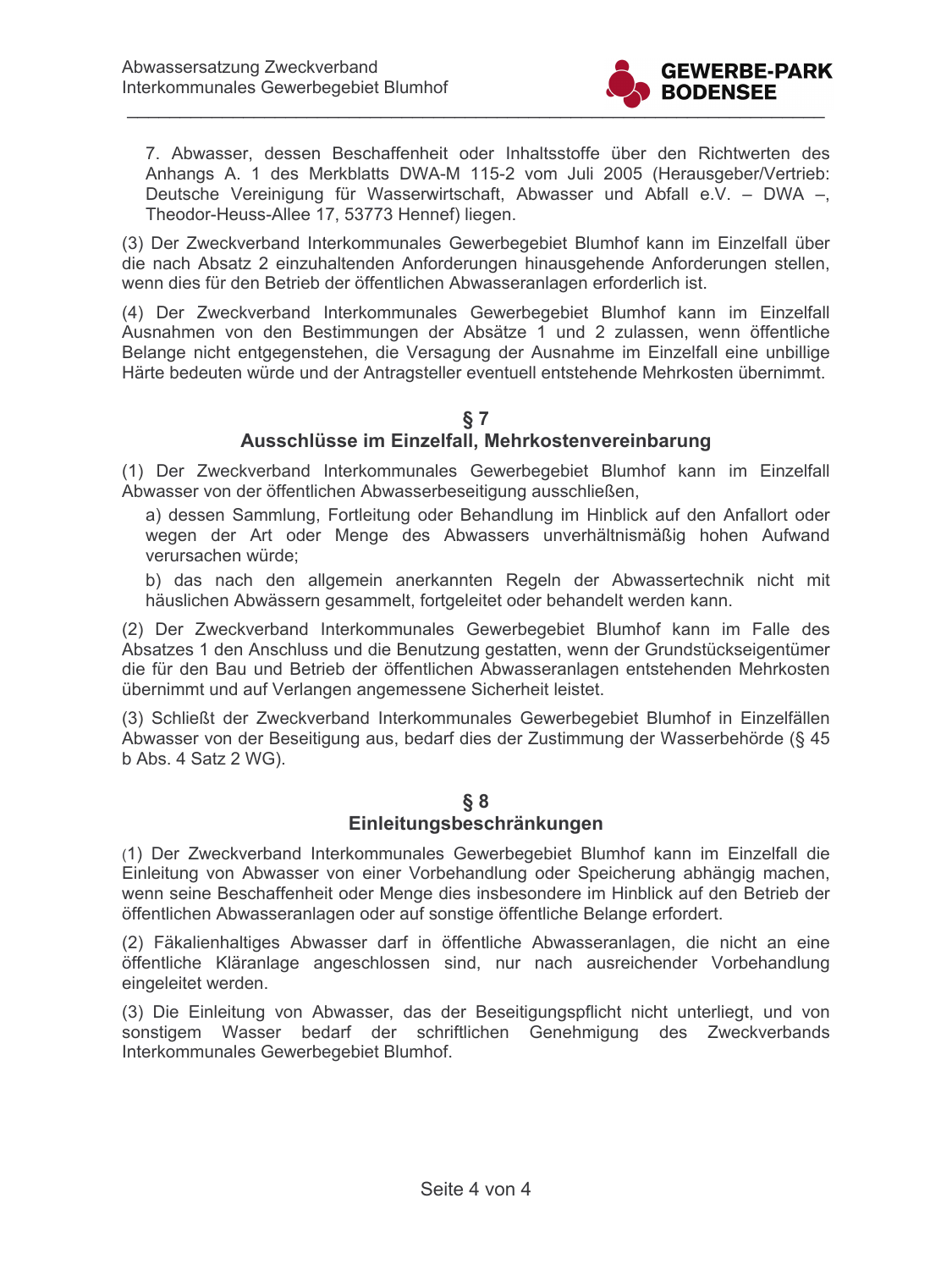7. Abwasser, dessen Beschaffenheit oder Inhaltsstoffe über den Richtwerten des Anhangs A. 1 des Merkblatts DWA-M 115-2 vom Juli 2005 (Herausgeber/Vertrieb: Deutsche Vereinigung für Wasserwirtschaft, Abwasser und Abfall e.V. – DWA –, Theodor-Heuss-Allee 17, 53773 Hennef) liegen.

(3) Der Zweckverband Interkommunales Gewerbegebiet Blumhof kann im Einzelfall über die nach Absatz 2 einzuhaltenden Anforderungen hinausgehende Anforderungen stellen, wenn dies für den Betrieb der öffentlichen Abwasseranlagen erforderlich ist.

(4) Der Zweckverband Interkommunales Gewerbegebiet Blumhof kann im Einzelfall Ausnahmen von den Bestimmungen der Absätze 1 und 2 zulassen, wenn öffentliche Belange nicht entgegenstehen, die Versagung der Ausnahme im Einzelfall eine unbillige Härte bedeuten würde und der Antragsteller eventuell entstehende Mehrkosten übernimmt.

## § 7
## Ausschlüsse im Einzelfall, Mehrkostenvereinbarung

(1) Der Zweckverband Interkommunales Gewerbegebiet Blumhof kann im Einzelfall Abwasser von der öffentlichen Abwasserbeseitigung ausschließen,

a) dessen Sammlung, Fortleitung oder Behandlung im Hinblick auf den Anfallort oder wegen der Art oder Menge des Abwassers unverhältnismäßig hohen Aufwand verursachen würde;

b) das nach den allgemein anerkannten Regeln der Abwassertechnik nicht mit häuslichen Abwässern gesammelt, fortgeleitet oder behandelt werden kann.

(2) Der Zweckverband Interkommunales Gewerbegebiet Blumhof kann im Falle des Absatzes 1 den Anschluss und die Benutzung gestatten, wenn der Grundstückseigentümer die für den Bau und Betrieb der öffentlichen Abwasseranlagen entstehenden Mehrkosten übernimmt und auf Verlangen angemessene Sicherheit leistet.

(3) Schließt der Zweckverband Interkommunales Gewerbegebiet Blumhof in Einzelfällen Abwasser von der Beseitigung aus, bedarf dies der Zustimmung der Wasserbehörde (§ 45 b Abs. 4 Satz 2 WG).

## § 8
## Einleitungsbeschränkungen

(1) Der Zweckverband Interkommunales Gewerbegebiet Blumhof kann im Einzelfall die Einleitung von Abwasser von einer Vorbehandlung oder Speicherung abhängig machen, wenn seine Beschaffenheit oder Menge dies insbesondere im Hinblick auf den Betrieb der öffentlichen Abwasseranlagen oder auf sonstige öffentliche Belange erfordert.

(2) Fäkalienhaltiges Abwasser darf in öffentliche Abwasseranlagen, die nicht an eine öffentliche Kläranlage angeschlossen sind, nur nach ausreichender Vorbehandlung eingeleitet werden.

(3) Die Einleitung von Abwasser, das der Beseitigungspflicht nicht unterliegt, und von sonstigem Wasser bedarf der schriftlichen Genehmigung des Zweckverbands Interkommunales Gewerbegebiet Blumhof.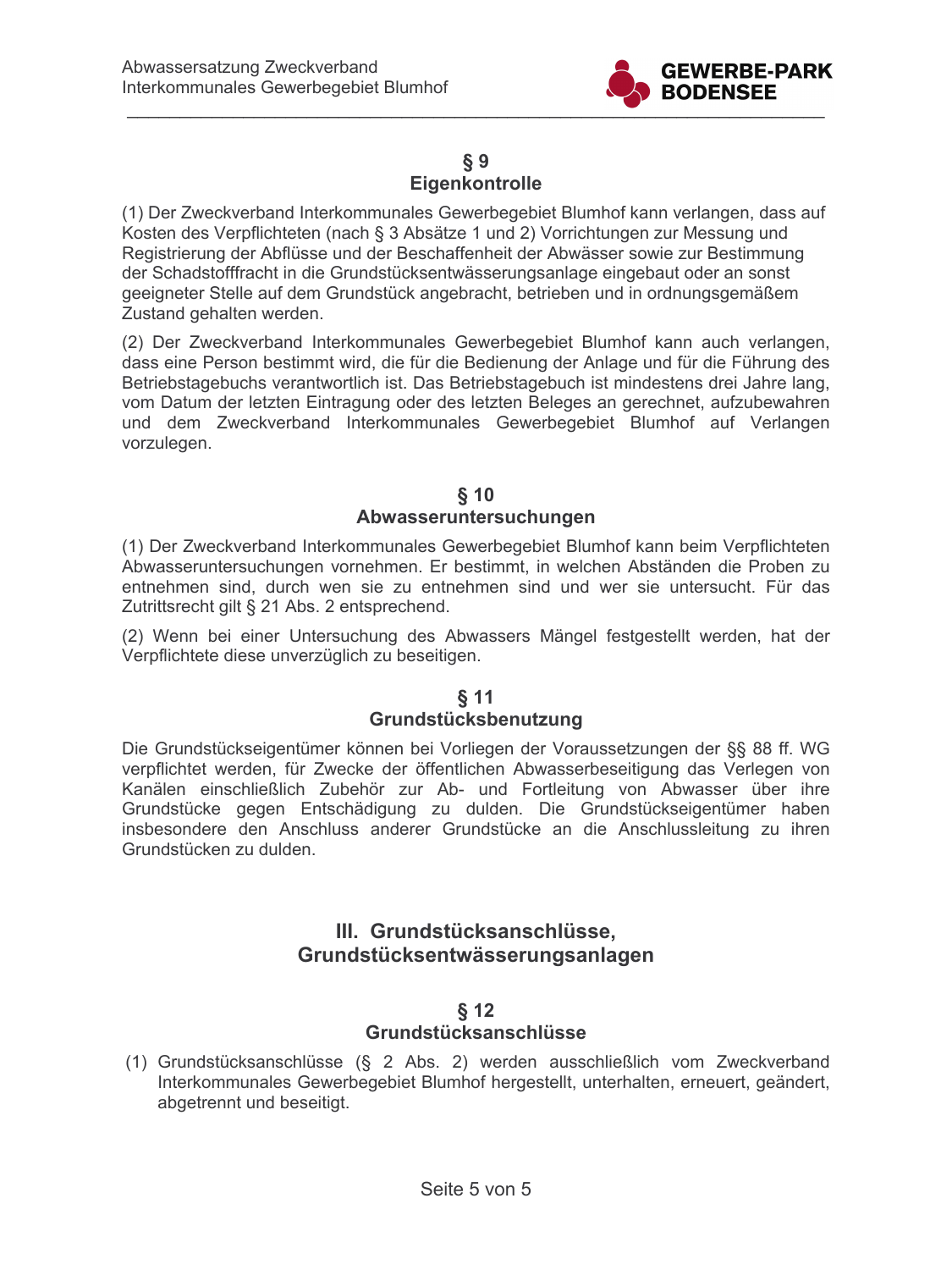## § 9
## Eigenkontrolle

(1) Der Zweckverband Interkommunales Gewerbegebiet Blumhof kann verlangen, dass auf Kosten des Verpflichteten (nach § 3 Absätze 1 und 2) Vorrichtungen zur Messung und Registrierung der Abflüsse und der Beschaffenheit der Abwässer sowie zur Bestimmung der Schadstofffracht in die Grundstücksentwässerungsanlage eingebaut oder an sonst geeigneter Stelle auf dem Grundstück angebracht, betrieben und in ordnungsgemäßem Zustand gehalten werden.

(2) Der Zweckverband Interkommunales Gewerbegebiet Blumhof kann auch verlangen, dass eine Person bestimmt wird, die für die Bedienung der Anlage und für die Führung des Betriebstagebuchs verantwortlich ist. Das Betriebstagebuch ist mindestens drei Jahre lang, vom Datum der letzten Eintragung oder des letzten Beleges an gerechnet, aufzubewahren und dem Zweckverband Interkommunales Gewerbegebiet Blumhof auf Verlangen vorzulegen.

## § 10
## Abwasseruntersuchungen

(1) Der Zweckverband Interkommunales Gewerbegebiet Blumhof kann beim Verpflichteten Abwasseruntersuchungen vornehmen. Er bestimmt, in welchen Abständen die Proben zu entnehmen sind, durch wen sie zu entnehmen sind und wer sie untersucht. Für das Zutrittsrecht gilt § 21 Abs. 2 entsprechend.

(2) Wenn bei einer Untersuchung des Abwassers Mängel festgestellt werden, hat der Verpflichtete diese unverzüglich zu beseitigen.

## § 11
## Grundstücksbenutzung

Die Grundstückseigentümer können bei Vorliegen der Voraussetzungen der §§ 88 ff. WG verpflichtet werden, für Zwecke der öffentlichen Abwasserbeseitigung das Verlegen von Kanälen einschließlich Zubehör zur Ab- und Fortleitung von Abwasser über ihre Grundstücke gegen Entschädigung zu dulden. Die Grundstückseigentümer haben insbesondere den Anschluss anderer Grundstücke an die Anschlussleitung zu ihren Grundstücken zu dulden.

# III. Grundstücksanschlüsse, Grundstücksentwässerungsanlagen

## § 12
## Grundstücksanschlüsse

(1) Grundstücksanschlüsse (§ 2 Abs. 2) werden ausschließlich vom Zweckverband Interkommunales Gewerbegebiet Blumhof hergestellt, unterhalten, erneuert, geändert, abgetrennt und beseitigt.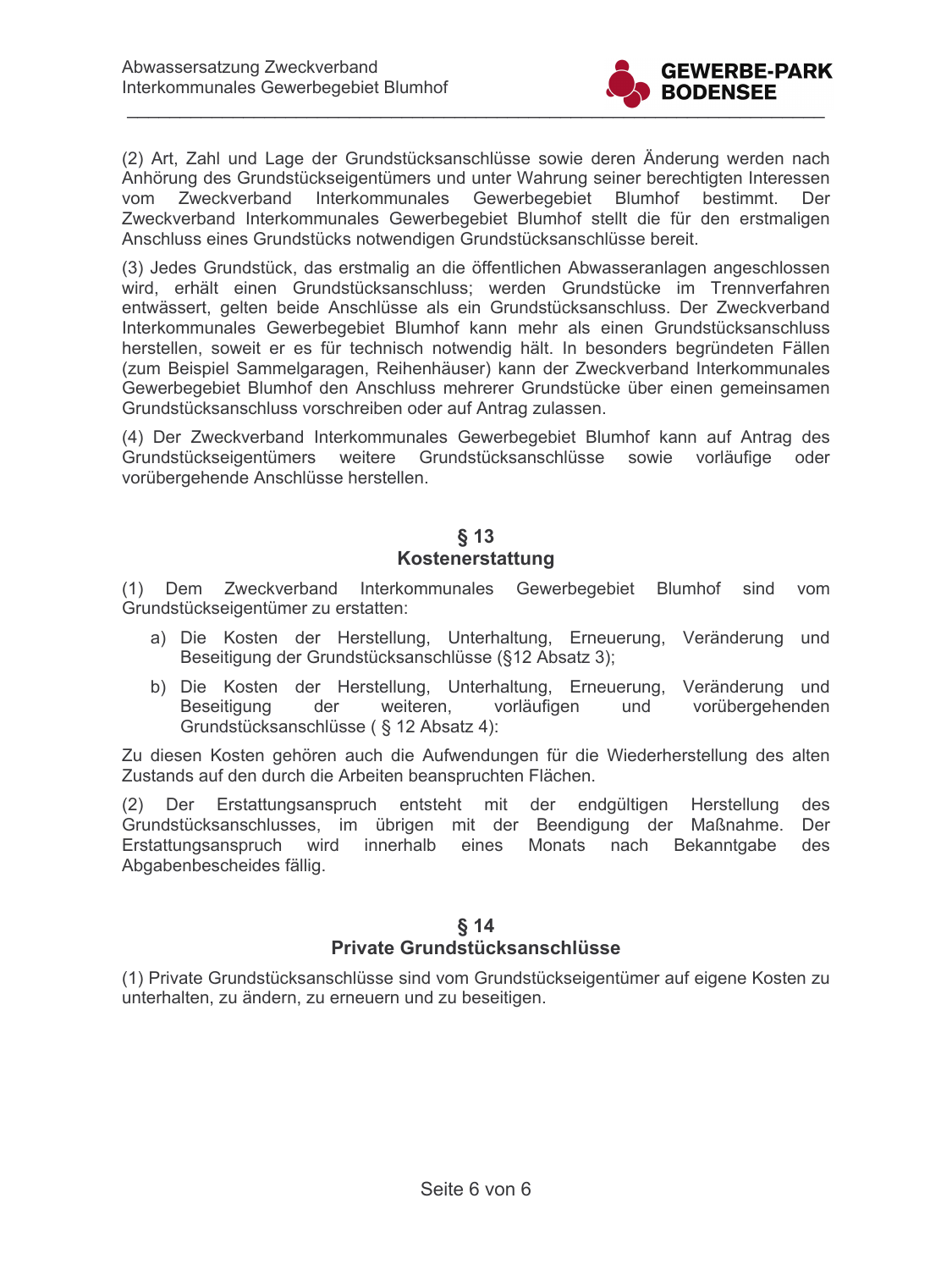(2) Art, Zahl und Lage der Grundstücksanschlüsse sowie deren Änderung werden nach Anhörung des Grundstückseigentümers und unter Wahrung seiner berechtigten Interessen vom Zweckverband Interkommunales Gewerbegebiet Blumhof bestimmt. Der Zweckverband Interkommunales Gewerbegebiet Blumhof stellt die für den erstmaligen Anschluss eines Grundstücks notwendigen Grundstücksanschlüsse bereit.

(3) Jedes Grundstück, das erstmalig an die öffentlichen Abwasseranlagen angeschlossen wird, erhält einen Grundstücksanschluss; werden Grundstücke im Trennverfahren entwässert, gelten beide Anschlüsse als ein Grundstücksanschluss. Der Zweckverband Interkommunales Gewerbegebiet Blumhof kann mehr als einen Grundstücksanschluss herstellen, soweit er es für technisch notwendig hält. In besonders begründeten Fällen (zum Beispiel Sammelgaragen, Reihenhäuser) kann der Zweckverband Interkommunales Gewerbegebiet Blumhof den Anschluss mehrerer Grundstücke über einen gemeinsamen Grundstücksanschluss vorschreiben oder auf Antrag zulassen.

(4) Der Zweckverband Interkommunales Gewerbegebiet Blumhof kann auf Antrag des Grundstückseigentümers weitere Grundstücksanschlüsse sowie vorläufige oder vorübergehende Anschlüsse herstellen.

## § 13
## Kostenerstattung

(1) Dem Zweckverband Interkommunales Gewerbegebiet Blumhof sind vom Grundstückseigentümer zu erstatten:

a) Die Kosten der Herstellung, Unterhaltung, Erneuerung, Veränderung und Beseitigung der Grundstücksanschlüsse (§12 Absatz 3);

b) Die Kosten der Herstellung, Unterhaltung, Erneuerung, Veränderung und Beseitigung der weiteren, vorläufigen und vorübergehenden Grundstücksanschlüsse ( § 12 Absatz 4):

Zu diesen Kosten gehören auch die Aufwendungen für die Wiederherstellung des alten Zustands auf den durch die Arbeiten beanspruchten Flächen.

(2) Der Erstattungsanspruch entsteht mit der endgültigen Herstellung des Grundstücksanschlusses, im übrigen mit der Beendigung der Maßnahme. Der Erstattungsanspruch wird innerhalb eines Monats nach Bekanntgabe des Abgabenbescheides fällig.

## § 14
## Private Grundstücksanschlüsse

(1) Private Grundstücksanschlüsse sind vom Grundstückseigentümer auf eigene Kosten zu unterhalten, zu ändern, zu erneuern und zu beseitigen.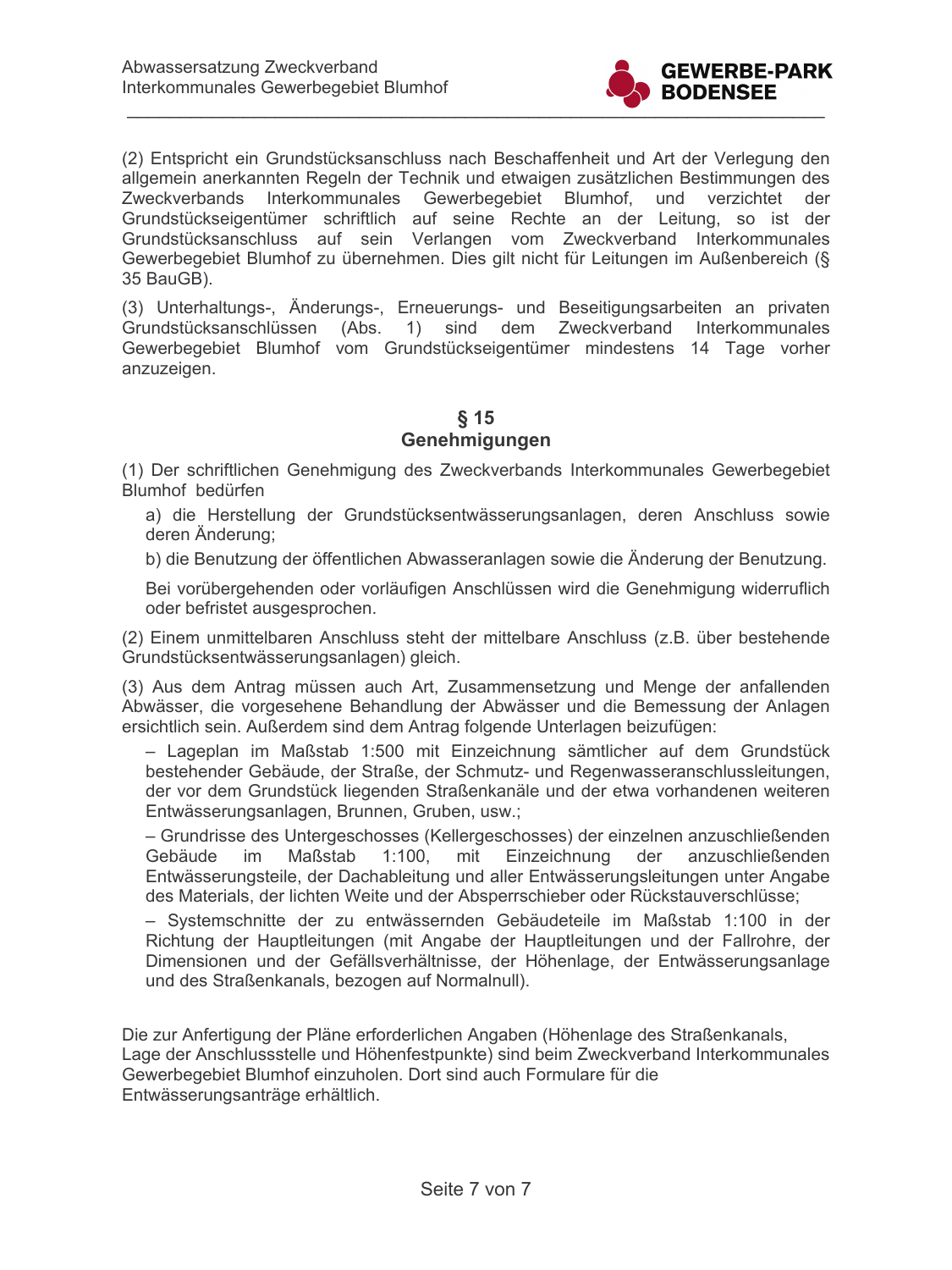(2) Entspricht ein Grundstücksanschluss nach Beschaffenheit und Art der Verlegung den allgemein anerkannten Regeln der Technik und etwaigen zusätzlichen Bestimmungen des Zweckverbands Interkommunales Gewerbegebiet Blumhof, und verzichtet der Grundstückseigentümer schriftlich auf seine Rechte an der Leitung, so ist der Grundstücksanschluss auf sein Verlangen vom Zweckverband Interkommunales Gewerbegebiet Blumhof zu übernehmen. Dies gilt nicht für Leitungen im Außenbereich (§ 35 BauGB).

(3) Unterhaltungs-, Änderungs-, Erneuerungs- und Beseitigungsarbeiten an privaten Grundstücksanschlüssen (Abs. 1) sind dem Zweckverband Interkommunales Gewerbegebiet Blumhof vom Grundstückseigentümer mindestens 14 Tage vorher anzuzeigen.

## § 15
## Genehmigungen

(1) Der schriftlichen Genehmigung des Zweckverbands Interkommunales Gewerbegebiet Blumhof bedürfen

a) die Herstellung der Grundstücksentwässerungsanlagen, deren Anschluss sowie deren Änderung;

b) die Benutzung der öffentlichen Abwasseranlagen sowie die Änderung der Benutzung.

Bei vorübergehenden oder vorläufigen Anschlüssen wird die Genehmigung widerruflich oder befristet ausgesprochen.

(2) Einem unmittelbaren Anschluss steht der mittelbare Anschluss (z.B. über bestehende Grundstücksentwässerungsanlagen) gleich.

(3) Aus dem Antrag müssen auch Art, Zusammensetzung und Menge der anfallenden Abwässer, die vorgesehene Behandlung der Abwässer und die Bemessung der Anlagen ersichtlich sein. Außerdem sind dem Antrag folgende Unterlagen beizufügen:

– Lageplan im Maßstab 1:500 mit Einzeichnung sämtlicher auf dem Grundstück bestehender Gebäude, der Straße, der Schmutz- und Regenwasseranschlussleitungen, der vor dem Grundstück liegenden Straßenkanäle und der etwa vorhandenen weiteren Entwässerungsanlagen, Brunnen, Gruben, usw.;

– Grundrisse des Untergeschosses (Kellergeschosses) der einzelnen anzuschließenden Gebäude im Maßstab 1:100, mit Einzeichnung der anzuschließenden Entwässerungsteile, der Dachableitung und aller Entwässerungsleitungen unter Angabe des Materials, der lichten Weite und der Absperrschieber oder Rückstauverschlüsse;

– Systemschnitte der zu entwässernden Gebäudeteile im Maßstab 1:100 in der Richtung der Hauptleitungen (mit Angabe der Hauptleitungen und der Fallrohre, der Dimensionen und der Gefällsverhältnisse, der Höhenlage, der Entwässerungsanlage und des Straßenkanals, bezogen auf Normalnull).

Die zur Anfertigung der Pläne erforderlichen Angaben (Höhenlage des Straßenkanals, Lage der Anschlussstelle und Höhenfestpunkte) sind beim Zweckverband Interkommunales Gewerbegebiet Blumhof einzuholen. Dort sind auch Formulare für die Entwässerungsanträge erhältlich.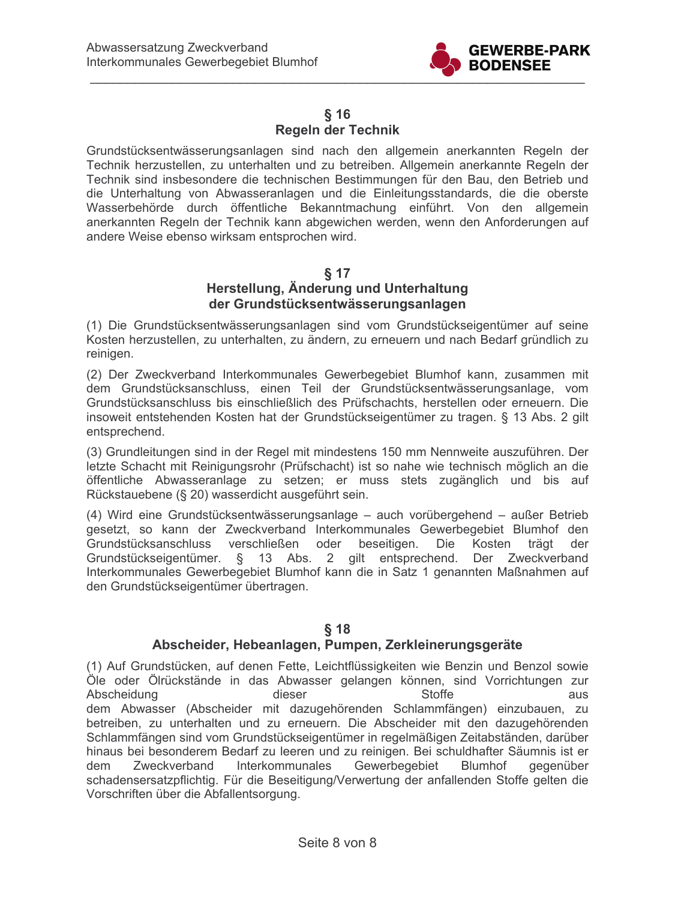## § 16
## Regeln der Technik

Grundstücksentwässerungsanlagen sind nach den allgemein anerkannten Regeln der Technik herzustellen, zu unterhalten und zu betreiben. Allgemein anerkannte Regeln der Technik sind insbesondere die technischen Bestimmungen für den Bau, den Betrieb und die Unterhaltung von Abwasseranlagen und die Einleitungsstandards, die die oberste Wasserbehörde durch öffentliche Bekanntmachung einführt. Von den allgemein anerkannten Regeln der Technik kann abgewichen werden, wenn den Anforderungen auf andere Weise ebenso wirksam entsprochen wird.

## § 17
## Herstellung, Änderung und Unterhaltung der Grundstücksentwässerungsanlagen

(1) Die Grundstücksentwässerungsanlagen sind vom Grundstückseigentümer auf seine Kosten herzustellen, zu unterhalten, zu ändern, zu erneuern und nach Bedarf gründlich zu reinigen.

(2) Der Zweckverband Interkommunales Gewerbegebiet Blumhof kann, zusammen mit dem Grundstücksanschluss, einen Teil der Grundstücksentwässerungsanlage, vom Grundstücksanschluss bis einschließlich des Prüfschachts, herstellen oder erneuern. Die insoweit entstehenden Kosten hat der Grundstückseigentümer zu tragen. § 13 Abs. 2 gilt entsprechend.

(3) Grundleitungen sind in der Regel mit mindestens 150 mm Nennweite auszuführen. Der letzte Schacht mit Reinigungsrohr (Prüfschacht) ist so nahe wie technisch möglich an die öffentliche Abwasseranlage zu setzen; er muss stets zugänglich und bis auf Rückstauebene (§ 20) wasserdicht ausgeführt sein.

(4) Wird eine Grundstücksentwässerungsanlage – auch vorübergehend – außer Betrieb gesetzt, so kann der Zweckverband Interkommunales Gewerbegebiet Blumhof den Grundstücksanschluss verschließen oder beseitigen. Die Kosten trägt der Grundstückseigentümer. § 13 Abs. 2 gilt entsprechend. Der Zweckverband Interkommunales Gewerbegebiet Blumhof kann die in Satz 1 genannten Maßnahmen auf den Grundstückseigentümer übertragen.

## § 18
## Abscheider, Hebeanlagen, Pumpen, Zerkleinerungsgeräte

(1) Auf Grundstücken, auf denen Fette, Leichtflüssigkeiten wie Benzin und Benzol sowie Öle oder Ölrückstände in das Abwasser gelangen können, sind Vorrichtungen zur Abscheidung dieser Stoffe aus dem Abwasser (Abscheider mit dazugehörenden Schlammfängen) einzubauen, zu betreiben, zu unterhalten und zu erneuern. Die Abscheider mit den dazugehörenden Schlammfängen sind vom Grundstückseigentümer in regelmäßigen Zeitabständen, darüber hinaus bei besonderem Bedarf zu leeren und zu reinigen. Bei schuldhafter Säumnis ist er dem Zweckverband Interkommunales Gewerbegebiet Blumhof gegenüber schadensersatzpflichtig. Für die Beseitigung/Verwertung der anfallenden Stoffe gelten die Vorschriften über die Abfallentsorgung.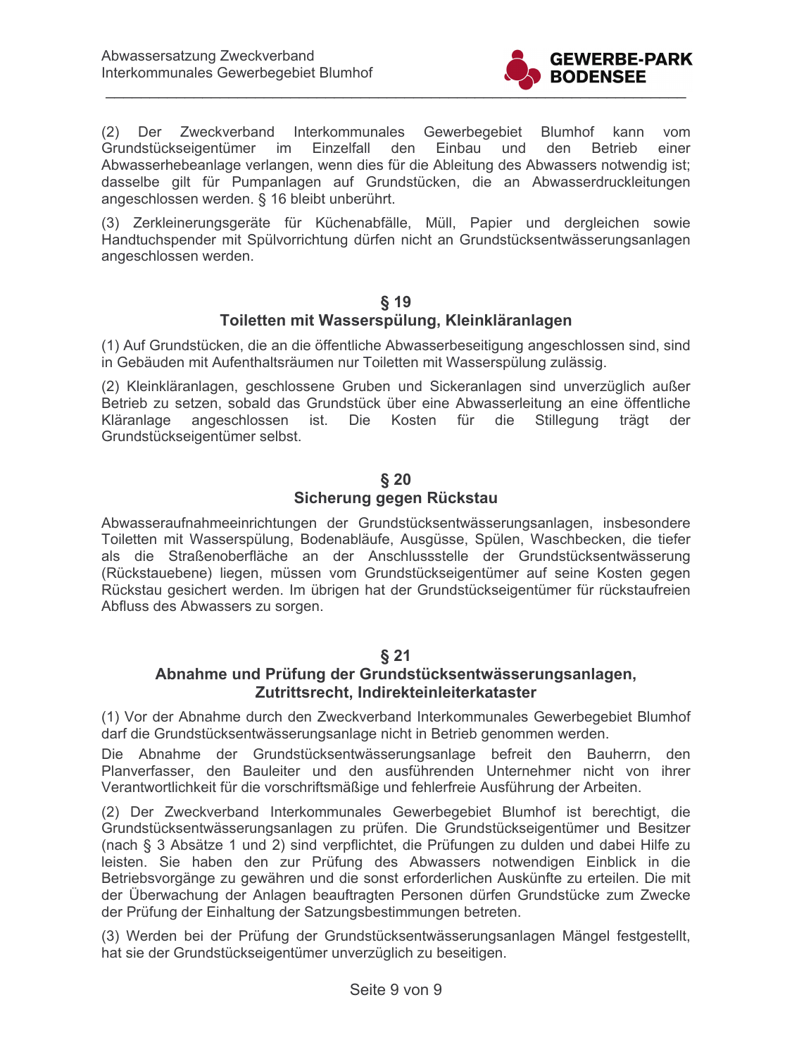(2) Der Zweckverband Interkommunales Gewerbegebiet Blumhof kann vom Grundstückseigentümer im Einzelfall den Einbau und den Betrieb einer Abwasserhebeanlage verlangen, wenn dies für die Ableitung des Abwassers notwendig ist; dasselbe gilt für Pumpanlagen auf Grundstücken, die an Abwasserdruckleitungen angeschlossen werden. § 16 bleibt unberührt.

(3) Zerkleinerungsgeräte für Küchenabfälle, Müll, Papier und dergleichen sowie Handtuchspender mit Spülvorrichtung dürfen nicht an Grundstücksentwässerungsanlagen angeschlossen werden.

## § 19
## Toiletten mit Wasserspülung, Kleinkläranlagen

(1) Auf Grundstücken, die an die öffentliche Abwasserbeseitigung angeschlossen sind, sind in Gebäuden mit Aufenthaltsräumen nur Toiletten mit Wasserspülung zulässig.

(2) Kleinkläranlagen, geschlossene Gruben und Sickeranlagen sind unverzüglich außer Betrieb zu setzen, sobald das Grundstück über eine Abwasserleitung an eine öffentliche Kläranlage angeschlossen ist. Die Kosten für die Stillegung trägt der Grundstückseigentümer selbst.

## § 20
## Sicherung gegen Rückstau

Abwasseraufnahmeeinrichtungen der Grundstücksentwässerungsanlagen, insbesondere Toiletten mit Wasserspülung, Bodenabläufe, Ausgüsse, Spülen, Waschbecken, die tiefer als die Straßenoberfläche an der Anschlussstelle der Grundstücksentwässerung (Rückstauebene) liegen, müssen vom Grundstückseigentümer auf seine Kosten gegen Rückstau gesichert werden. Im übrigen hat der Grundstückseigentümer für rückstaufreien Abfluss des Abwassers zu sorgen.

## § 21
## Abnahme und Prüfung der Grundstücksentwässerungsanlagen, Zutrittsrecht, Indirekteinleiterkataster

(1) Vor der Abnahme durch den Zweckverband Interkommunales Gewerbegebiet Blumhof darf die Grundstücksentwässerungsanlage nicht in Betrieb genommen werden.

Die Abnahme der Grundstücksentwässerungsanlage befreit den Bauherrn, den Planverfasser, den Bauleiter und den ausführenden Unternehmer nicht von ihrer Verantwortlichkeit für die vorschriftsmäßige und fehlerfreie Ausführung der Arbeiten.

(2) Der Zweckverband Interkommunales Gewerbegebiet Blumhof ist berechtigt, die Grundstücksentwässerungsanlagen zu prüfen. Die Grundstückseigentümer und Besitzer (nach § 3 Absätze 1 und 2) sind verpflichtet, die Prüfungen zu dulden und dabei Hilfe zu leisten. Sie haben den zur Prüfung des Abwassers notwendigen Einblick in die Betriebsvorgänge zu gewähren und die sonst erforderlichen Auskünfte zu erteilen. Die mit der Überwachung der Anlagen beauftragten Personen dürfen Grundstücke zum Zwecke der Prüfung der Einhaltung der Satzungsbestimmungen betreten.

(3) Werden bei der Prüfung der Grundstücksentwässerungsanlagen Mängel festgestellt, hat sie der Grundstückseigentümer unverzüglich zu beseitigen.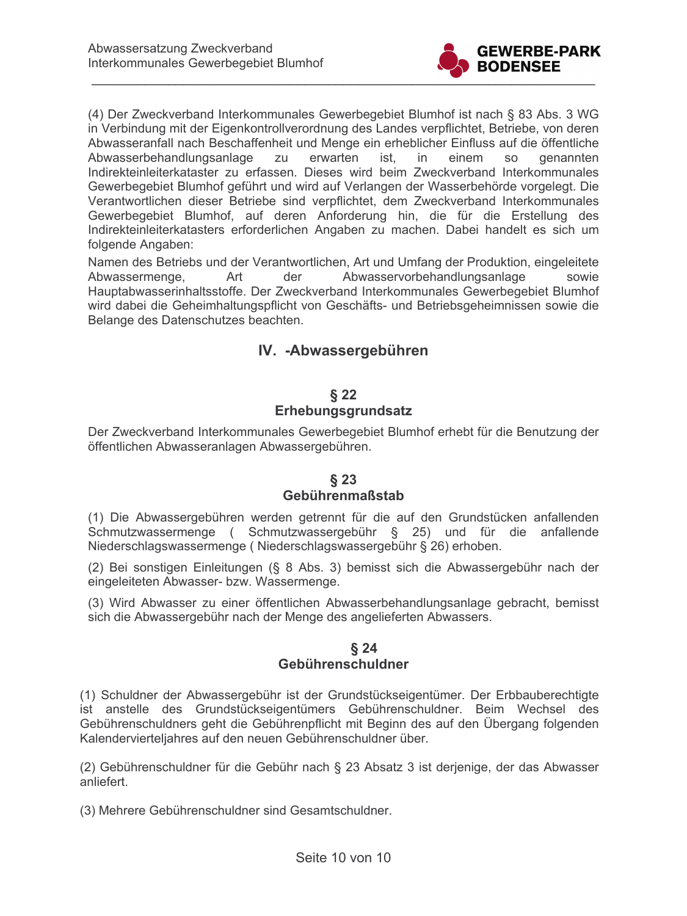(4) Der Zweckverband Interkommunales Gewerbegebiet Blumhof ist nach § 83 Abs. 3 WG in Verbindung mit der Eigenkontrollverordnung des Landes verpflichtet, Betriebe, von deren Abwasseranfall nach Beschaffenheit und Menge ein erheblicher Einfluss auf die öffentliche Abwasserbehandlungsanlage zu erwarten ist, in einem so genannten Indirekteinleiterkataster zu erfassen. Dieses wird beim Zweckverband Interkommunales Gewerbegebiet Blumhof geführt und wird auf Verlangen der Wasserbehörde vorgelegt. Die Verantwortlichen dieser Betriebe sind verpflichtet, dem Zweckverband Interkommunales Gewerbegebiet Blumhof, auf deren Anforderung hin, die für die Erstellung des Indirekteinleiterkatasters erforderlichen Angaben zu machen. Dabei handelt es sich um folgende Angaben:

Namen des Betriebs und der Verantwortlichen, Art und Umfang der Produktion, eingeleitete Abwassermenge, Art der Abwasservorbehandlungsanlage sowie Hauptabwasserinhaltsstoffe. Der Zweckverband Interkommunales Gewerbegebiet Blumhof wird dabei die Geheimhaltungspflicht von Geschäfts- und Betriebsgeheimnissen sowie die Belange des Datenschutzes beachten.

## IV. -Abwassergebühren

### § 22
### Erhebungsgrundsatz

Der Zweckverband Interkommunales Gewerbegebiet Blumhof erhebt für die Benutzung der öffentlichen Abwasseranlagen Abwassergebühren.

### § 23
### Gebührenmaßstab

(1) Die Abwassergebühren werden getrennt für die auf den Grundstücken anfallenden Schmutzwassermenge ( Schmutzwassergebühr § 25) und für die anfallende Niederschlagswassermenge ( Niederschlagswassergebühr § 26) erhoben.

(2) Bei sonstigen Einleitungen (§ 8 Abs. 3) bemisst sich die Abwassergebühr nach der eingeleiteten Abwasser- bzw. Wassermenge.

(3) Wird Abwasser zu einer öffentlichen Abwasserbehandlungsanlage gebracht, bemisst sich die Abwassergebühr nach der Menge des angelieferten Abwassers.

### § 24
### Gebührenschuldner

(1) Schuldner der Abwassergebühr ist der Grundstückseigentümer. Der Erbbauberechtigte ist anstelle des Grundstückseigentümers Gebührenschuldner. Beim Wechsel des Gebührenschuldners geht die Gebührenpflicht mit Beginn des auf den Übergang folgenden Kalendervierteljahres auf den neuen Gebührenschuldner über.

(2) Gebührenschuldner für die Gebühr nach § 23 Absatz 3 ist derjenige, der das Abwasser anliefert.

(3) Mehrere Gebührenschuldner sind Gesamtschuldner.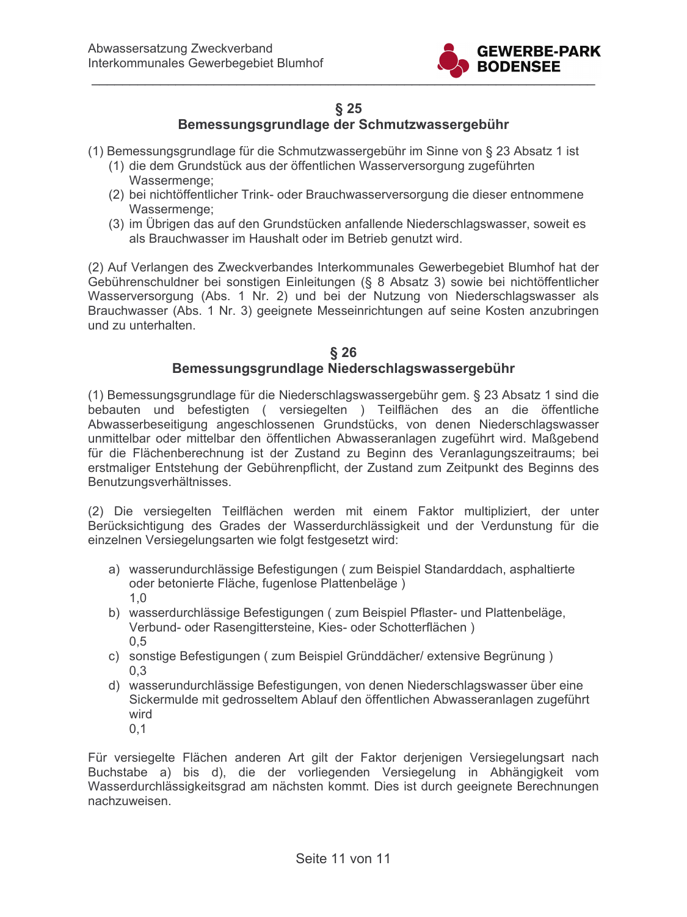## § 25
## Bemessungsgrundlage der Schmutzwassergebühr

(1) Bemessungsgrundlage für die Schmutzwassergebühr im Sinne von § 23 Absatz 1 ist

1. die dem Grundstück aus der öffentlichen Wasserversorgung zugeführten Wassermenge;
2. bei nichtöffentlicher Trink- oder Brauchwasserversorgung die dieser entnommene Wassermenge;
3. im Übrigen das auf den Grundstücken anfallende Niederschlagswasser, soweit es als Brauchwasser im Haushalt oder im Betrieb genutzt wird.

(2) Auf Verlangen des Zweckverbandes Interkommunales Gewerbegebiet Blumhof hat der Gebührenschuldner bei sonstigen Einleitungen (§ 8 Absatz 3) sowie bei nichtöffentlicher Wasserversorgung (Abs. 1 Nr. 2) und bei der Nutzung von Niederschlagswasser als Brauchwasser (Abs. 1 Nr. 3) geeignete Messeinrichtungen auf seine Kosten anzubringen und zu unterhalten.

## § 26
## Bemessungsgrundlage Niederschlagswassergebühr

(1) Bemessungsgrundlage für die Niederschlagswassergebühr gem. § 23 Absatz 1 sind die bebauten und befestigten ( versiegelten ) Teilflächen des an die öffentliche Abwasserbeseitigung angeschlossenen Grundstücks, von denen Niederschlagswasser unmittelbar oder mittelbar den öffentlichen Abwasseranlagen zugeführt wird. Maßgebend für die Flächenberechnung ist der Zustand zu Beginn des Veranlagungszeitraums; bei erstmaliger Entstehung der Gebührenpflicht, der Zustand zum Zeitpunkt des Beginns des Benutzungsverhältnisses.

(2) Die versiegelten Teilflächen werden mit einem Faktor multipliziert, der unter Berücksichtigung des Grades der Wasserdurchlässigkeit und der Verdunstung für die einzelnen Versiegelungsarten wie folgt festgesetzt wird:

a) wasserundurchlässige Befestigungen ( zum Beispiel Standarddach, asphaltierte oder betonierte Fläche, fugenlose Plattenbeläge )
1,0
b) wasserdurchlässige Befestigungen ( zum Beispiel Pflaster- und Plattenbeläge, Verbund- oder Rasengittersteine, Kies- oder Schotterflächen )
0,5
c) sonstige Befestigungen ( zum Beispiel Gründdächer/ extensive Begrünung )
0,3
d) wasserundurchlässige Befestigungen, von denen Niederschlagswasser über eine Sickermulde mit gedrosseltem Ablauf den öffentlichen Abwasseranlagen zugeführt wird
0,1

Für versiegelte Flächen anderen Art gilt der Faktor derjenigen Versiegelungsart nach Buchstabe a) bis d), die der vorliegenden Versiegelung in Abhängigkeit vom Wasserdurchlässigkeitsgrad am nächsten kommt. Dies ist durch geeignete Berechnungen nachzuweisen.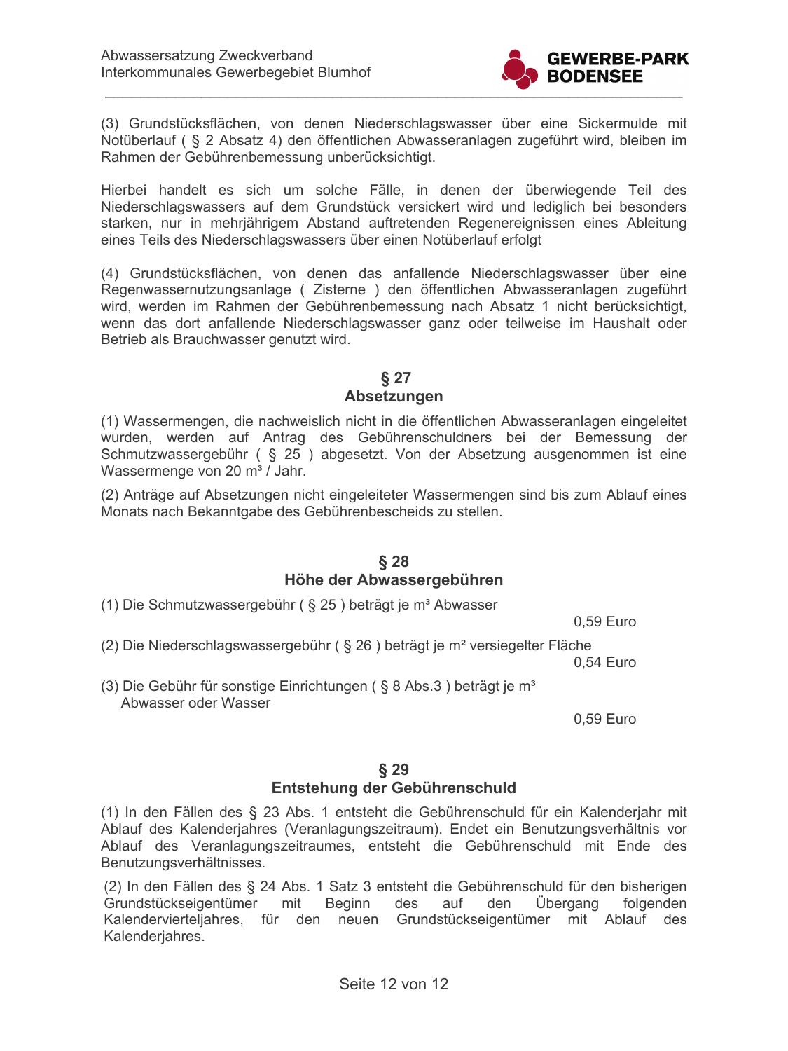(3) Grundstücksflächen, von denen Niederschlagswasser über eine Sickermulde mit Notüberlauf ( § 2 Absatz 4) den öffentlichen Abwasseranlagen zugeführt wird, bleiben im Rahmen der Gebührenbemessung unberücksichtigt.

Hierbei handelt es sich um solche Fälle, in denen der überwiegende Teil des Niederschlagswassers auf dem Grundstück versickert wird und lediglich bei besonders starken, nur in mehrjährigem Abstand auftretenden Regenereignissen eines Ableitung eines Teils des Niederschlagswassers über einen Notüberlauf erfolgt

(4) Grundstücksflächen, von denen das anfallende Niederschlagswasser über eine Regenwassernutzungsanlage ( Zisterne ) den öffentlichen Abwasseranlagen zugeführt wird, werden im Rahmen der Gebührenbemessung nach Absatz 1 nicht berücksichtigt, wenn das dort anfallende Niederschlagswasser ganz oder teilweise im Haushalt oder Betrieb als Brauchwasser genutzt wird.

## § 27
## Absetzungen

(1) Wassermengen, die nachweislich nicht in die öffentlichen Abwasseranlagen eingeleitet wurden, werden auf Antrag des Gebührenschuldners bei der Bemessung der Schmutzwassergebühr ( § 25 ) abgesetzt. Von der Absetzung ausgenommen ist eine Wassermenge von 20 m³ / Jahr.

(2) Anträge auf Absetzungen nicht eingeleiteter Wassermengen sind bis zum Ablauf eines Monats nach Bekanntgabe des Gebührenbescheids zu stellen.

## § 28
## Höhe der Abwassergebühren

(1) Die Schmutzwassergebühr ( § 25 ) beträgt je m³ Abwasser
0,59 Euro

(2) Die Niederschlagswassergebühr ( § 26 ) beträgt je m² versiegelter Fläche
0,54 Euro

(3) Die Gebühr für sonstige Einrichtungen ( § 8 Abs.3 ) beträgt je m³ Abwasser oder Wasser
0,59 Euro

## § 29
## Entstehung der Gebührenschuld

(1) In den Fällen des § 23 Abs. 1 entsteht die Gebührenschuld für ein Kalenderjahr mit Ablauf des Kalenderjahres (Veranlagungszeitraum). Endet ein Benutzungsverhältnis vor Ablauf des Veranlagungszeitraumes, entsteht die Gebührenschuld mit Ende des Benutzungsverhältnisses.

(2) In den Fällen des § 24 Abs. 1 Satz 3 entsteht die Gebührenschuld für den bisherigen Grundstückseigentümer mit Beginn des auf den Übergang folgenden Kalendervierteljahres, für den neuen Grundstückseigentümer mit Ablauf des Kalenderjahres.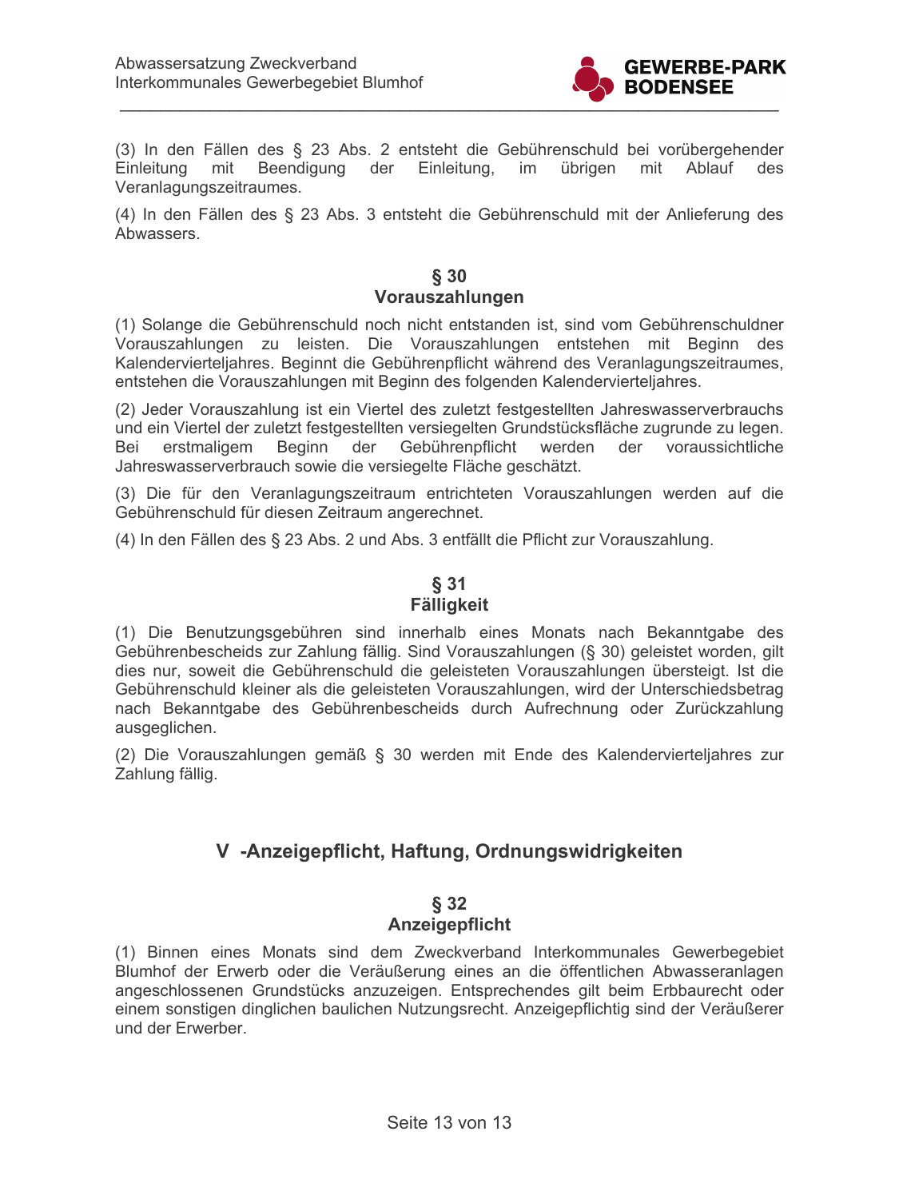(3) In den Fällen des § 23 Abs. 2 entsteht die Gebührenschuld bei vorübergehender Einleitung mit Beendigung der Einleitung, im übrigen mit Ablauf des Veranlagungszeitraumes.

(4) In den Fällen des § 23 Abs. 3 entsteht die Gebührenschuld mit der Anlieferung des Abwassers.

### § 30
### Vorauszahlungen

(1) Solange die Gebührenschuld noch nicht entstanden ist, sind vom Gebührenschuldner Vorauszahlungen zu leisten. Die Vorauszahlungen entstehen mit Beginn des Kalendervierteljahres. Beginnt die Gebührenpflicht während des Veranlagungszeitraumes, entstehen die Vorauszahlungen mit Beginn des folgenden Kalendervierteljahres.

(2) Jeder Vorauszahlung ist ein Viertel des zuletzt festgestellten Jahreswasserverbrauchs und ein Viertel der zuletzt festgestellten versiegelten Grundstücksfläche zugrunde zu legen. Bei erstmaligem Beginn der Gebührenpflicht werden der voraussichtliche Jahreswasserverbrauch sowie die versiegelte Fläche geschätzt.

(3) Die für den Veranlagungszeitraum entrichteten Vorauszahlungen werden auf die Gebührenschuld für diesen Zeitraum angerechnet.

(4) In den Fällen des § 23 Abs. 2 und Abs. 3 entfällt die Pflicht zur Vorauszahlung.

### § 31
### Fälligkeit

(1) Die Benutzungsgebühren sind innerhalb eines Monats nach Bekanntgabe des Gebührenbescheids zur Zahlung fällig. Sind Vorauszahlungen (§ 30) geleistet worden, gilt dies nur, soweit die Gebührenschuld die geleisteten Vorauszahlungen übersteigt. Ist die Gebührenschuld kleiner als die geleisteten Vorauszahlungen, wird der Unterschiedsbetrag nach Bekanntgabe des Gebührenbescheids durch Aufrechnung oder Zurückzahlung ausgeglichen.

(2) Die Vorauszahlungen gemäß § 30 werden mit Ende des Kalendervierteljahres zur Zahlung fällig.

## V -Anzeigepflicht, Haftung, Ordnungswidrigkeiten

### § 32
### Anzeigepflicht

(1) Binnen eines Monats sind dem Zweckverband Interkommunales Gewerbegebiet Blumhof der Erwerb oder die Veräußerung eines an die öffentlichen Abwasseranlagen angeschlossenen Grundstücks anzuzeigen. Entsprechendes gilt beim Erbbaurecht oder einem sonstigen dinglichen baulichen Nutzungsrecht. Anzeigepflichtig sind der Veräußerer und der Erwerber.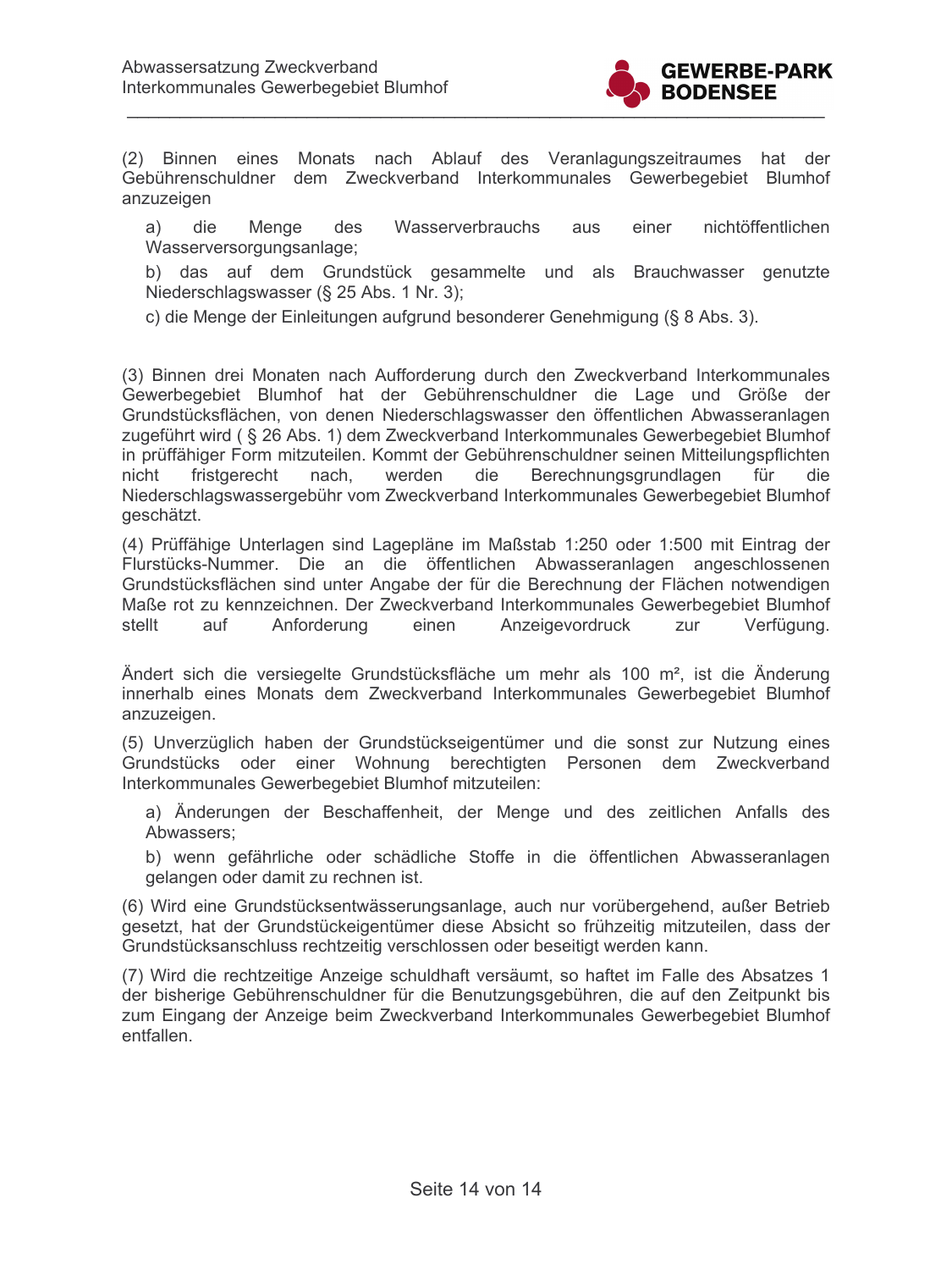(2) Binnen eines Monats nach Ablauf des Veranlagungszeitraumes hat der Gebührenschuldner dem Zweckverband Interkommunales Gewerbegebiet Blumhof anzuzeigen

a) die Menge des Wasserverbrauchs aus einer nichtöffentlichen Wasserversorgungsanlage;

b) das auf dem Grundstück gesammelte und als Brauchwasser genutzte Niederschlagswasser (§ 25 Abs. 1 Nr. 3);

c) die Menge der Einleitungen aufgrund besonderer Genehmigung (§ 8 Abs. 3).

(3) Binnen drei Monaten nach Aufforderung durch den Zweckverband Interkommunales Gewerbegebiet Blumhof hat der Gebührenschuldner die Lage und Größe der Grundstücksflächen, von denen Niederschlagswasser den öffentlichen Abwasseranlagen zugeführt wird ( § 26 Abs. 1) dem Zweckverband Interkommunales Gewerbegebiet Blumhof in prüffähiger Form mitzuteilen. Kommt der Gebührenschuldner seinen Mitteilungspflichten nicht fristgerecht nach, werden die Berechnungsgrundlagen für die Niederschlagswassergebühr vom Zweckverband Interkommunales Gewerbegebiet Blumhof geschätzt.

(4) Prüffähige Unterlagen sind Lagepläne im Maßstab 1:250 oder 1:500 mit Eintrag der Flurstücks-Nummer. Die an die öffentlichen Abwasseranlagen angeschlossenen Grundstücksflächen sind unter Angabe der für die Berechnung der Flächen notwendigen Maße rot zu kennzeichnen. Der Zweckverband Interkommunales Gewerbegebiet Blumhof stellt auf Anforderung einen Anzeigevordruck zur Verfügung.

Ändert sich die versiegelte Grundstücksfläche um mehr als 100 m², ist die Änderung innerhalb eines Monats dem Zweckverband Interkommunales Gewerbegebiet Blumhof anzuzeigen.

(5) Unverzüglich haben der Grundstückseigentümer und die sonst zur Nutzung eines Grundstücks oder einer Wohnung berechtigten Personen dem Zweckverband Interkommunales Gewerbegebiet Blumhof mitzuteilen:

a) Änderungen der Beschaffenheit, der Menge und des zeitlichen Anfalls des Abwassers;

b) wenn gefährliche oder schädliche Stoffe in die öffentlichen Abwasseranlagen gelangen oder damit zu rechnen ist.

(6) Wird eine Grundstücksentwässerungsanlage, auch nur vorübergehend, außer Betrieb gesetzt, hat der Grundstückeigentümer diese Absicht so frühzeitig mitzuteilen, dass der Grundstücksanschluss rechtzeitig verschlossen oder beseitigt werden kann.

(7) Wird die rechtzeitige Anzeige schuldhaft versäumt, so haftet im Falle des Absatzes 1 der bisherige Gebührenschuldner für die Benutzungsgebühren, die auf den Zeitpunkt bis zum Eingang der Anzeige beim Zweckverband Interkommunales Gewerbegebiet Blumhof entfallen.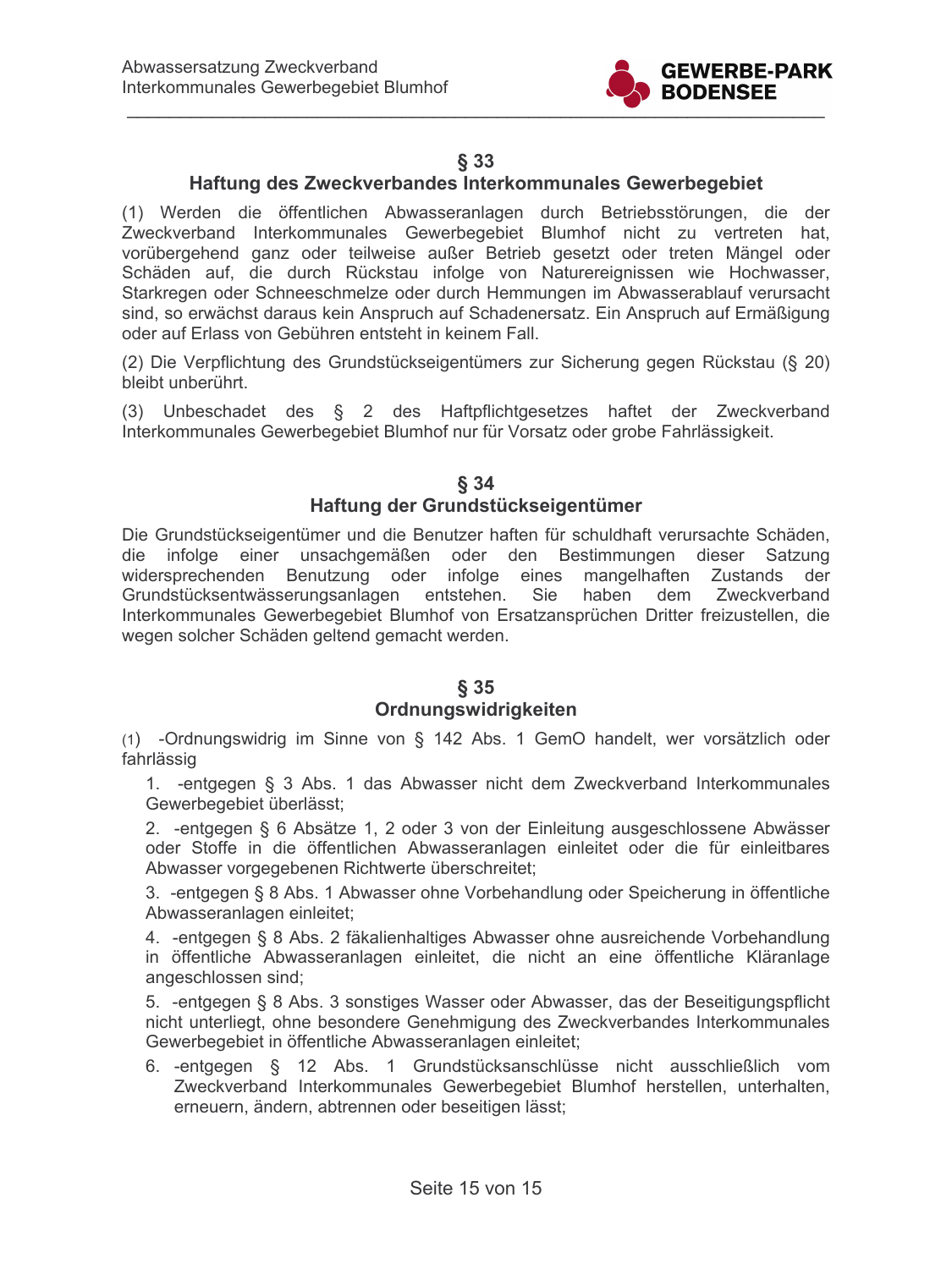## § 33
## Haftung des Zweckverbandes Interkommunales Gewerbegebiet

(1) Werden die öffentlichen Abwasseranlagen durch Betriebsstörungen, die der Zweckverband Interkommunales Gewerbegebiet Blumhof nicht zu vertreten hat, vorübergehend ganz oder teilweise außer Betrieb gesetzt oder treten Mängel oder Schäden auf, die durch Rückstau infolge von Naturereignissen wie Hochwasser, Starkregen oder Schneeschmelze oder durch Hemmungen im Abwasserablauf verursacht sind, so erwächst daraus kein Anspruch auf Schadenersatz. Ein Anspruch auf Ermäßigung oder auf Erlass von Gebühren entsteht in keinem Fall.

(2) Die Verpflichtung des Grundstückseigentümers zur Sicherung gegen Rückstau (§ 20) bleibt unberührt.

(3) Unbeschadet des § 2 des Haftpflichtgesetzes haftet der Zweckverband Interkommunales Gewerbegebiet Blumhof nur für Vorsatz oder grobe Fahrlässigkeit.

## § 34
## Haftung der Grundstückseigentümer

Die Grundstückseigentümer und die Benutzer haften für schuldhaft verursachte Schäden, die infolge einer unsachgemäßen oder den Bestimmungen dieser Satzung widersprechenden Benutzung oder infolge eines mangelhaften Zustands der Grundstücksentwässerungsanlagen entstehen. Sie haben dem Zweckverband Interkommunales Gewerbegebiet Blumhof von Ersatzansprüchen Dritter freizustellen, die wegen solcher Schäden geltend gemacht werden.

## § 35
## Ordnungswidrigkeiten

(1) -Ordnungswidrig im Sinne von § 142 Abs. 1 GemO handelt, wer vorsätzlich oder fahrlässig

1. -entgegen § 3 Abs. 1 das Abwasser nicht dem Zweckverband Interkommunales Gewerbegebiet überlässt;
2. -entgegen § 6 Absätze 1, 2 oder 3 von der Einleitung ausgeschlossene Abwässer oder Stoffe in die öffentlichen Abwasseranlagen einleitet oder die für einleitbares Abwasser vorgegebenen Richtwerte überschreitet;
3. -entgegen § 8 Abs. 1 Abwasser ohne Vorbehandlung oder Speicherung in öffentliche Abwasseranlagen einleitet;
4. -entgegen § 8 Abs. 2 fäkalienhaltiges Abwasser ohne ausreichende Vorbehandlung in öffentliche Abwasseranlagen einleitet, die nicht an eine öffentliche Kläranlage angeschlossen sind;
5. -entgegen § 8 Abs. 3 sonstiges Wasser oder Abwasser, das der Beseitigungspflicht nicht unterliegt, ohne besondere Genehmigung des Zweckverbandes Interkommunales Gewerbegebiet in öffentliche Abwasseranlagen einleitet;
6. -entgegen § 12 Abs. 1 Grundstücksanschlüsse nicht ausschließlich vom Zweckverband Interkommunales Gewerbegebiet Blumhof herstellen, unterhalten, erneuern, ändern, abtrennen oder beseitigen lässt;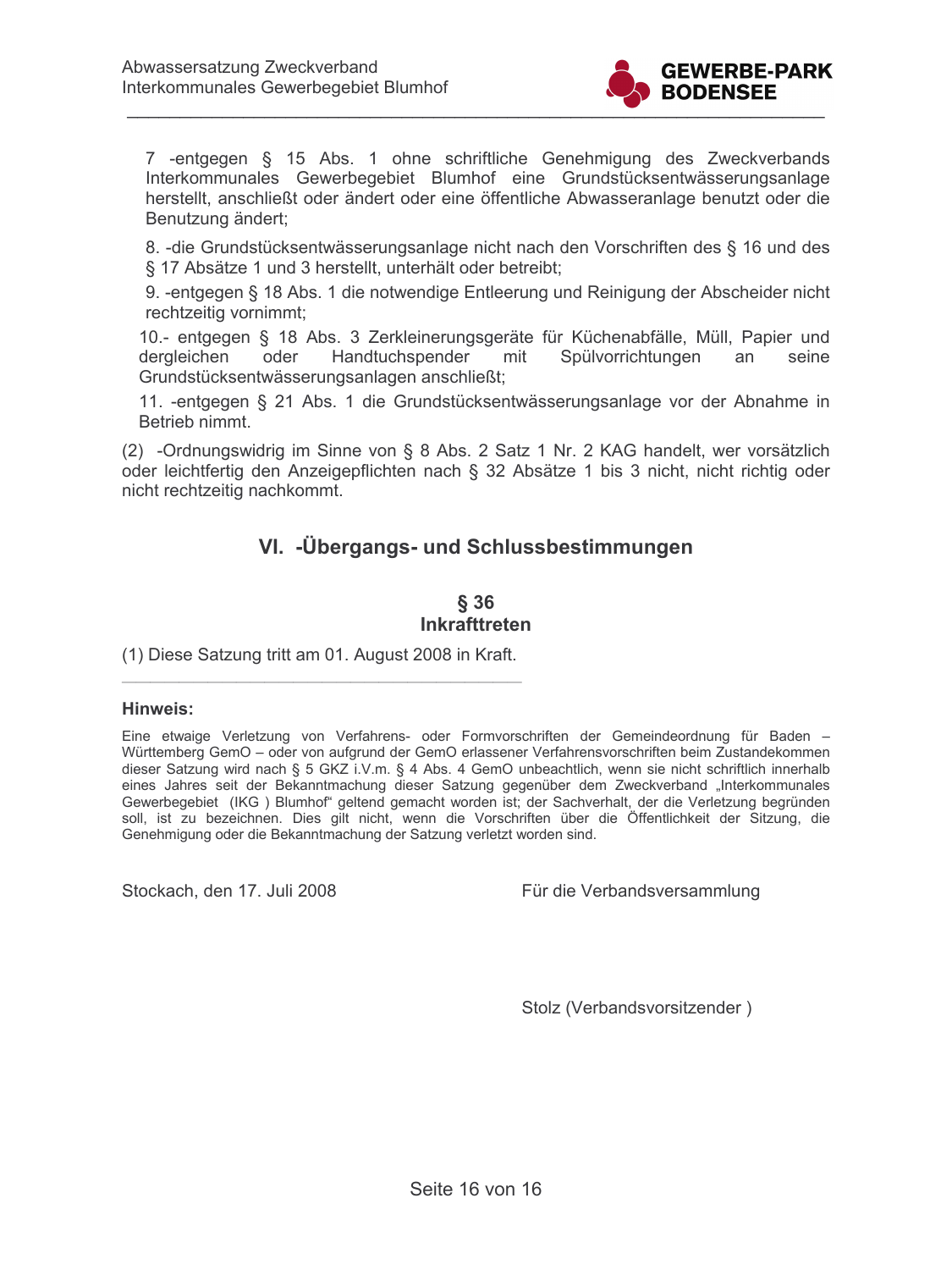7 -entgegen § 15 Abs. 1 ohne schriftliche Genehmigung des Zweckverbands Interkommunales Gewerbegebiet Blumhof eine Grundstücksentwässerungsanlage herstellt, anschließt oder ändert oder eine öffentliche Abwasseranlage benutzt oder die Benutzung ändert;

8. -die Grundstücksentwässerungsanlage nicht nach den Vorschriften des § 16 und des § 17 Absätze 1 und 3 herstellt, unterhält oder betreibt;

9. -entgegen § 18 Abs. 1 die notwendige Entleerung und Reinigung der Abscheider nicht rechtzeitig vornimmt;

10.- entgegen § 18 Abs. 3 Zerkleinerungsgeräte für Küchenabfälle, Müll, Papier und dergleichen oder Handtuchspender mit Spülvorrichtungen an seine Grundstücksentwässerungsanlagen anschließt;

11. -entgegen § 21 Abs. 1 die Grundstücksentwässerungsanlage vor der Abnahme in Betrieb nimmt.

(2) -Ordnungswidrig im Sinne von § 8 Abs. 2 Satz 1 Nr. 2 KAG handelt, wer vorsätzlich oder leichtfertig den Anzeigepflichten nach § 32 Absätze 1 bis 3 nicht, nicht richtig oder nicht rechtzeitig nachkommt.

## VI. -Übergangs- und Schlussbestimmungen

### § 36
### Inkrafttreten

(1) Diese Satzung tritt am 01. August 2008 in Kraft.

---

**Hinweis:**

Eine etwaige Verletzung von Verfahrens- oder Formvorschriften der Gemeindeordnung für Baden – Württemberg GemO – oder von aufgrund der GemO erlassener Verfahrensvorschriften beim Zustandekommen dieser Satzung wird nach § 5 GKZ i.V.m. § 4 Abs. 4 GemO unbeachtlich, wenn sie nicht schriftlich innerhalb eines Jahres seit der Bekanntmachung dieser Satzung gegenüber dem Zweckverband „Interkommunales Gewerbegebiet (IKG ) Blumhof" geltend gemacht worden ist; der Sachverhalt, der die Verletzung begründen soll, ist zu bezeichnen. Dies gilt nicht, wenn die Vorschriften über die Öffentlichkeit der Sitzung, die Genehmigung oder die Bekanntmachung der Satzung verletzt worden sind.

Stockach, den 17. Juli 2008

Für die Verbandsversammlung

Stolz (Verbandsvorsitzender )